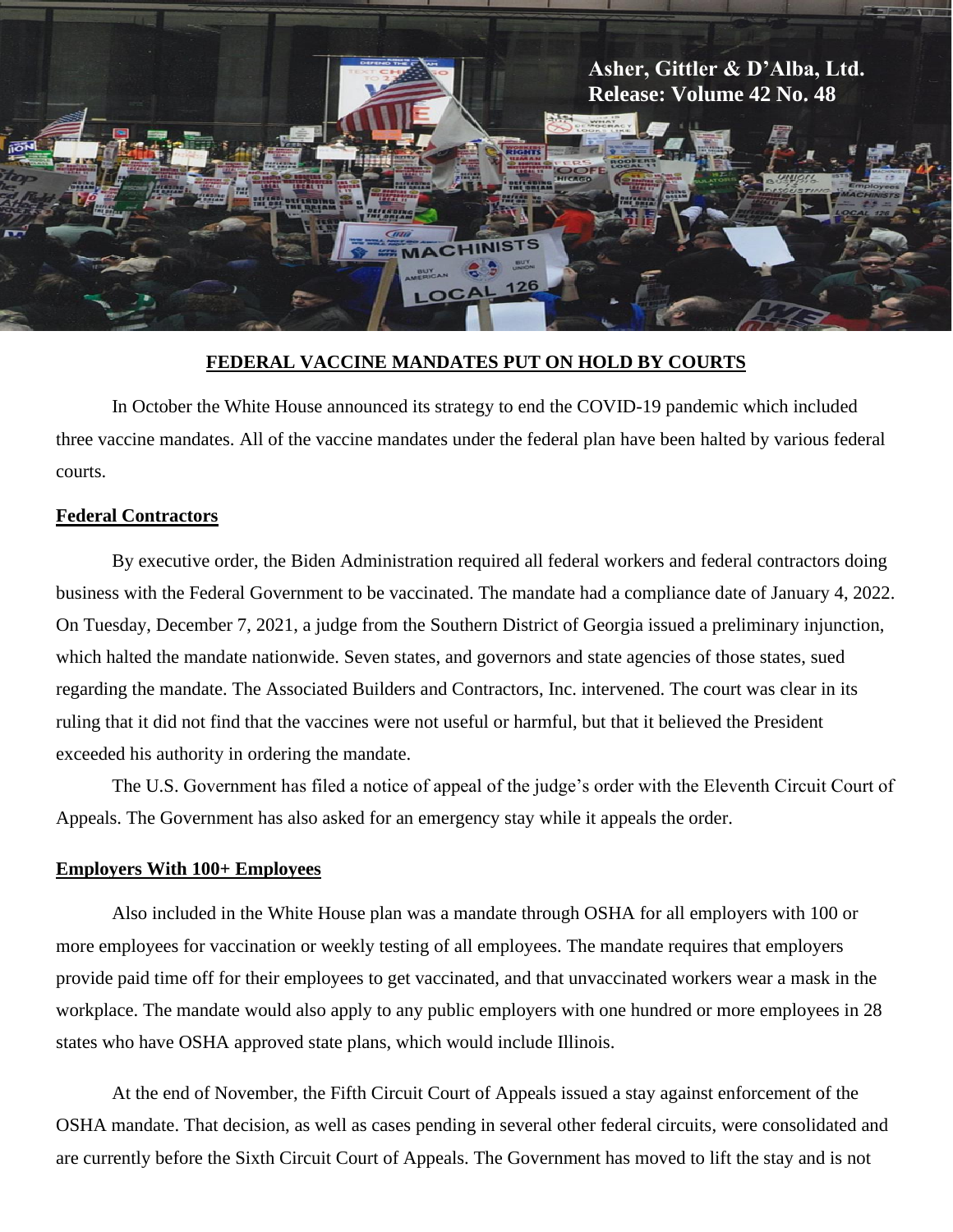**Asher, Gittler & D'Alba, Ltd.**
**Release: Volume 42 No. 48**

## FEDERAL VACCINE MANDATES PUT ON HOLD BY COURTS

In October the White House announced its strategy to end the COVID-19 pandemic which included three vaccine mandates. All of the vaccine mandates under the federal plan have been halted by various federal courts.

### Federal Contractors

By executive order, the Biden Administration required all federal workers and federal contractors doing business with the Federal Government to be vaccinated. The mandate had a compliance date of January 4, 2022. On Tuesday, December 7, 2021, a judge from the Southern District of Georgia issued a preliminary injunction, which halted the mandate nationwide. Seven states, and governors and state agencies of those states, sued regarding the mandate. The Associated Builders and Contractors, Inc. intervened. The court was clear in its ruling that it did not find that the vaccines were not useful or harmful, but that it believed the President exceeded his authority in ordering the mandate.

The U.S. Government has filed a notice of appeal of the judge's order with the Eleventh Circuit Court of Appeals. The Government has also asked for an emergency stay while it appeals the order.

### Employers With 100+ Employees

Also included in the White House plan was a mandate through OSHA for all employers with 100 or more employees for vaccination or weekly testing of all employees. The mandate requires that employers provide paid time off for their employees to get vaccinated, and that unvaccinated workers wear a mask in the workplace. The mandate would also apply to any public employers with one hundred or more employees in 28 states who have OSHA approved state plans, which would include Illinois.

At the end of November, the Fifth Circuit Court of Appeals issued a stay against enforcement of the OSHA mandate. That decision, as well as cases pending in several other federal circuits, were consolidated and are currently before the Sixth Circuit Court of Appeals. The Government has moved to lift the stay and is not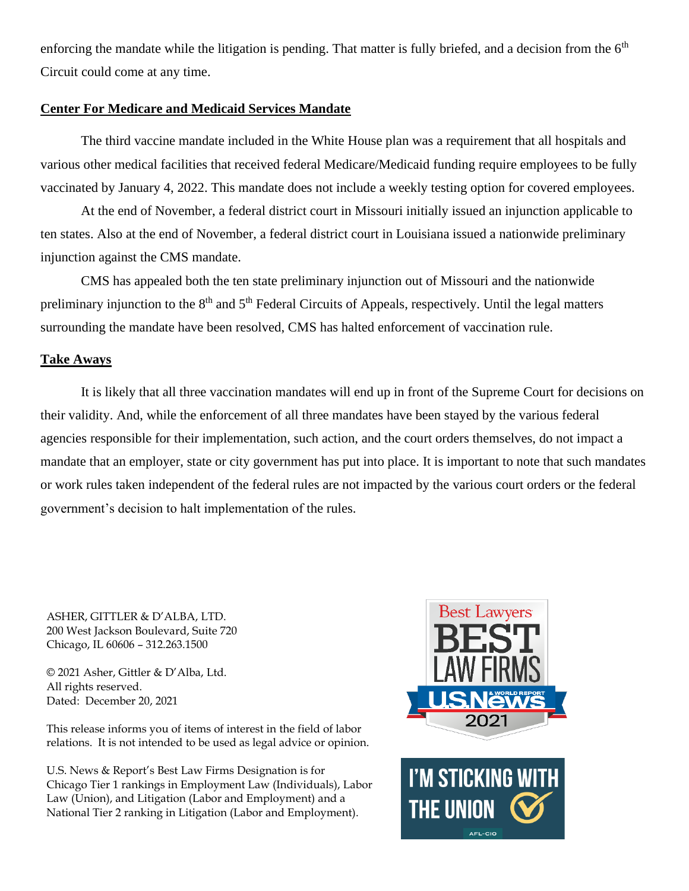enforcing the mandate while the litigation is pending. That matter is fully briefed, and a decision from the 6th Circuit could come at any time.

## Center For Medicare and Medicaid Services Mandate

The third vaccine mandate included in the White House plan was a requirement that all hospitals and various other medical facilities that received federal Medicare/Medicaid funding require employees to be fully vaccinated by January 4, 2022. This mandate does not include a weekly testing option for covered employees.

At the end of November, a federal district court in Missouri initially issued an injunction applicable to ten states. Also at the end of November, a federal district court in Louisiana issued a nationwide preliminary injunction against the CMS mandate.

CMS has appealed both the ten state preliminary injunction out of Missouri and the nationwide preliminary injunction to the 8th and 5th Federal Circuits of Appeals, respectively. Until the legal matters surrounding the mandate have been resolved, CMS has halted enforcement of vaccination rule.

## Take Aways

It is likely that all three vaccination mandates will end up in front of the Supreme Court for decisions on their validity. And, while the enforcement of all three mandates have been stayed by the various federal agencies responsible for their implementation, such action, and the court orders themselves, do not impact a mandate that an employer, state or city government has put into place. It is important to note that such mandates or work rules taken independent of the federal rules are not impacted by the various court orders or the federal government's decision to halt implementation of the rules.

ASHER, GITTLER & D'ALBA, LTD.
200 West Jackson Boulevard, Suite 720
Chicago, IL 60606 – 312.263.1500

© 2021 Asher, Gittler & D'Alba, Ltd.
All rights reserved.
Dated: December 20, 2021

This release informs you of items of interest in the field of labor relations. It is not intended to be used as legal advice or opinion.

U.S. News & Report's Best Law Firms Designation is for Chicago Tier 1 rankings in Employment Law (Individuals), Labor Law (Union), and Litigation (Labor and Employment) and a National Tier 2 ranking in Litigation (Labor and Employment).

Best Lawyers BEST LAW FIRMS U.S.News & WORLD REPORT 2021

I'M STICKING WITH THE UNION AFL-CIO